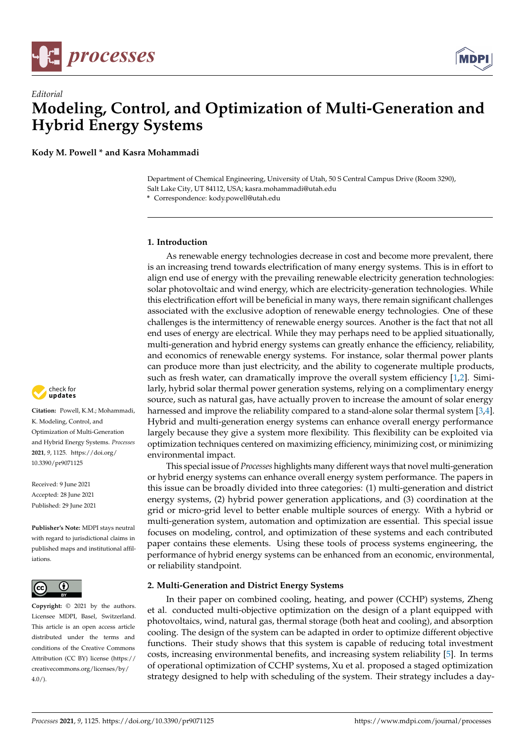*Editorial*

# Modeling, Control, and Optimization of Multi-Generation and Hybrid Energy Systems

**Kody M. Powell * and Kasra Mohammadi**

Department of Chemical Engineering, University of Utah, 50 S Central Campus Drive (Room 3290), Salt Lake City, UT 84112, USA; kasra.mohammadi@utah.edu
* Correspondence: kody.powell@utah.edu

**Citation:** Powell, K.M.; Mohammadi, K. Modeling, Control, and Optimization of Multi-Generation and Hybrid Energy Systems. *Processes* **2021**, *9*, 1125. https://doi.org/10.3390/pr9071125

Received: 9 June 2021
Accepted: 28 June 2021
Published: 29 June 2021

**Publisher's Note:** MDPI stays neutral with regard to jurisdictional claims in published maps and institutional affiliations.

**Copyright:** © 2021 by the authors. Licensee MDPI, Basel, Switzerland. This article is an open access article distributed under the terms and conditions of the Creative Commons Attribution (CC BY) license (https://creativecommons.org/licenses/by/4.0/).

## 1. Introduction

As renewable energy technologies decrease in cost and become more prevalent, there is an increasing trend towards electrification of many energy systems. This is in effort to align end use of energy with the prevailing renewable electricity generation technologies: solar photovoltaic and wind energy, which are electricity-generation technologies. While this electrification effort will be beneficial in many ways, there remain significant challenges associated with the exclusive adoption of renewable energy technologies. One of these challenges is the intermittency of renewable energy sources. Another is the fact that not all end uses of energy are electrical. While they may perhaps need to be applied situationally, multi-generation and hybrid energy systems can greatly enhance the efficiency, reliability, and economics of renewable energy systems. For instance, solar thermal power plants can produce more than just electricity, and the ability to cogenerate multiple products, such as fresh water, can dramatically improve the overall system efficiency [1,2]. Similarly, hybrid solar thermal power generation systems, relying on a complimentary energy source, such as natural gas, have actually proven to increase the amount of solar energy harnessed and improve the reliability compared to a stand-alone solar thermal system [3,4]. Hybrid and multi-generation energy systems can enhance overall energy performance largely because they give a system more flexibility. This flexibility can be exploited via optimization techniques centered on maximizing efficiency, minimizing cost, or minimizing environmental impact.

This special issue of *Processes* highlights many different ways that novel multi-generation or hybrid energy systems can enhance overall energy system performance. The papers in this issue can be broadly divided into three categories: (1) multi-generation and district energy systems, (2) hybrid power generation applications, and (3) coordination at the grid or micro-grid level to better enable multiple sources of energy. With a hybrid or multi-generation system, automation and optimization are essential. This special issue focuses on modeling, control, and optimization of these systems and each contributed paper contains these elements. Using these tools of process systems engineering, the performance of hybrid energy systems can be enhanced from an economic, environmental, or reliability standpoint.

## 2. Multi-Generation and District Energy Systems

In their paper on combined cooling, heating, and power (CCHP) systems, Zheng et al. conducted multi-objective optimization on the design of a plant equipped with photovoltaics, wind, natural gas, thermal storage (both heat and cooling), and absorption cooling. The design of the system can be adapted in order to optimize different objective functions. Their study shows that this system is capable of reducing total investment costs, increasing environmental benefits, and increasing system reliability [5]. In terms of operational optimization of CCHP systems, Xu et al. proposed a staged optimization strategy designed to help with scheduling of the system. Their strategy includes a day-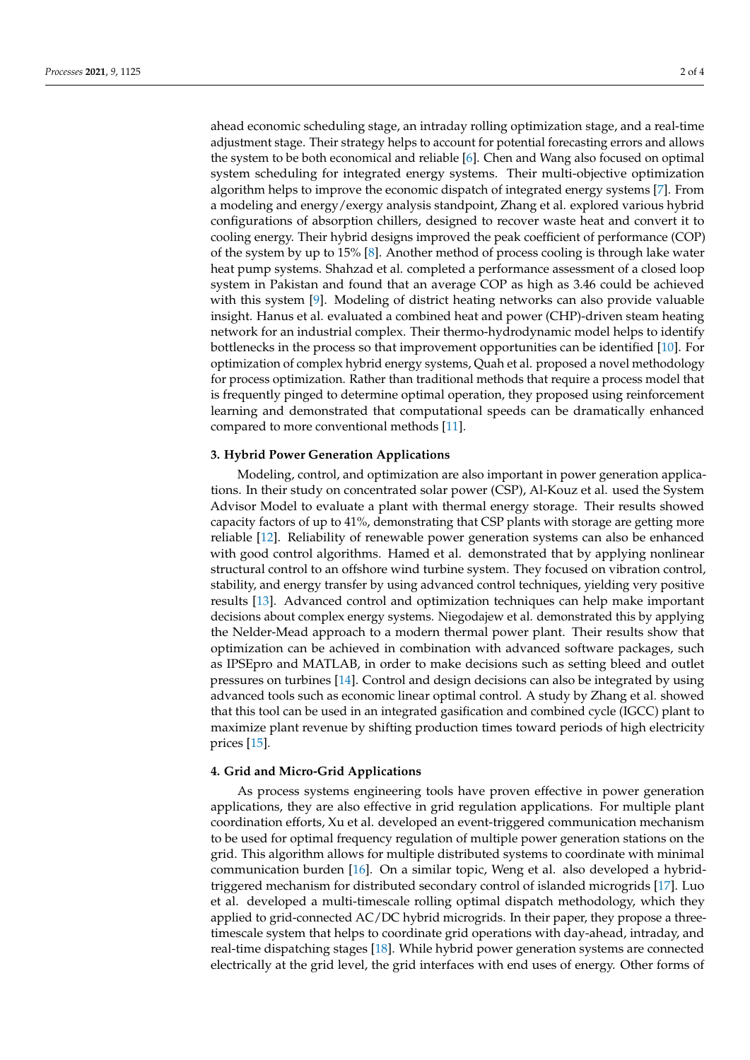ahead economic scheduling stage, an intraday rolling optimization stage, and a real-time adjustment stage. Their strategy helps to account for potential forecasting errors and allows the system to be both economical and reliable [6]. Chen and Wang also focused on optimal system scheduling for integrated energy systems. Their multi-objective optimization algorithm helps to improve the economic dispatch of integrated energy systems [7]. From a modeling and energy/exergy analysis standpoint, Zhang et al. explored various hybrid configurations of absorption chillers, designed to recover waste heat and convert it to cooling energy. Their hybrid designs improved the peak coefficient of performance (COP) of the system by up to 15% [8]. Another method of process cooling is through lake water heat pump systems. Shahzad et al. completed a performance assessment of a closed loop system in Pakistan and found that an average COP as high as 3.46 could be achieved with this system [9]. Modeling of district heating networks can also provide valuable insight. Hanus et al. evaluated a combined heat and power (CHP)-driven steam heating network for an industrial complex. Their thermo-hydrodynamic model helps to identify bottlenecks in the process so that improvement opportunities can be identified [10]. For optimization of complex hybrid energy systems, Quah et al. proposed a novel methodology for process optimization. Rather than traditional methods that require a process model that is frequently pinged to determine optimal operation, they proposed using reinforcement learning and demonstrated that computational speeds can be dramatically enhanced compared to more conventional methods [11].

## 3. Hybrid Power Generation Applications

Modeling, control, and optimization are also important in power generation applications. In their study on concentrated solar power (CSP), Al-Kouz et al. used the System Advisor Model to evaluate a plant with thermal energy storage. Their results showed capacity factors of up to 41%, demonstrating that CSP plants with storage are getting more reliable [12]. Reliability of renewable power generation systems can also be enhanced with good control algorithms. Hamed et al. demonstrated that by applying nonlinear structural control to an offshore wind turbine system. They focused on vibration control, stability, and energy transfer by using advanced control techniques, yielding very positive results [13]. Advanced control and optimization techniques can help make important decisions about complex energy systems. Niegodajew et al. demonstrated this by applying the Nelder-Mead approach to a modern thermal power plant. Their results show that optimization can be achieved in combination with advanced software packages, such as IPSEpro and MATLAB, in order to make decisions such as setting bleed and outlet pressures on turbines [14]. Control and design decisions can also be integrated by using advanced tools such as economic linear optimal control. A study by Zhang et al. showed that this tool can be used in an integrated gasification and combined cycle (IGCC) plant to maximize plant revenue by shifting production times toward periods of high electricity prices [15].

## 4. Grid and Micro-Grid Applications

As process systems engineering tools have proven effective in power generation applications, they are also effective in grid regulation applications. For multiple plant coordination efforts, Xu et al. developed an event-triggered communication mechanism to be used for optimal frequency regulation of multiple power generation stations on the grid. This algorithm allows for multiple distributed systems to coordinate with minimal communication burden [16]. On a similar topic, Weng et al. also developed a hybrid-triggered mechanism for distributed secondary control of islanded microgrids [17]. Luo et al. developed a multi-timescale rolling optimal dispatch methodology, which they applied to grid-connected AC/DC hybrid microgrids. In their paper, they propose a three-timescale system that helps to coordinate grid operations with day-ahead, intraday, and real-time dispatching stages [18]. While hybrid power generation systems are connected electrically at the grid level, the grid interfaces with end uses of energy. Other forms of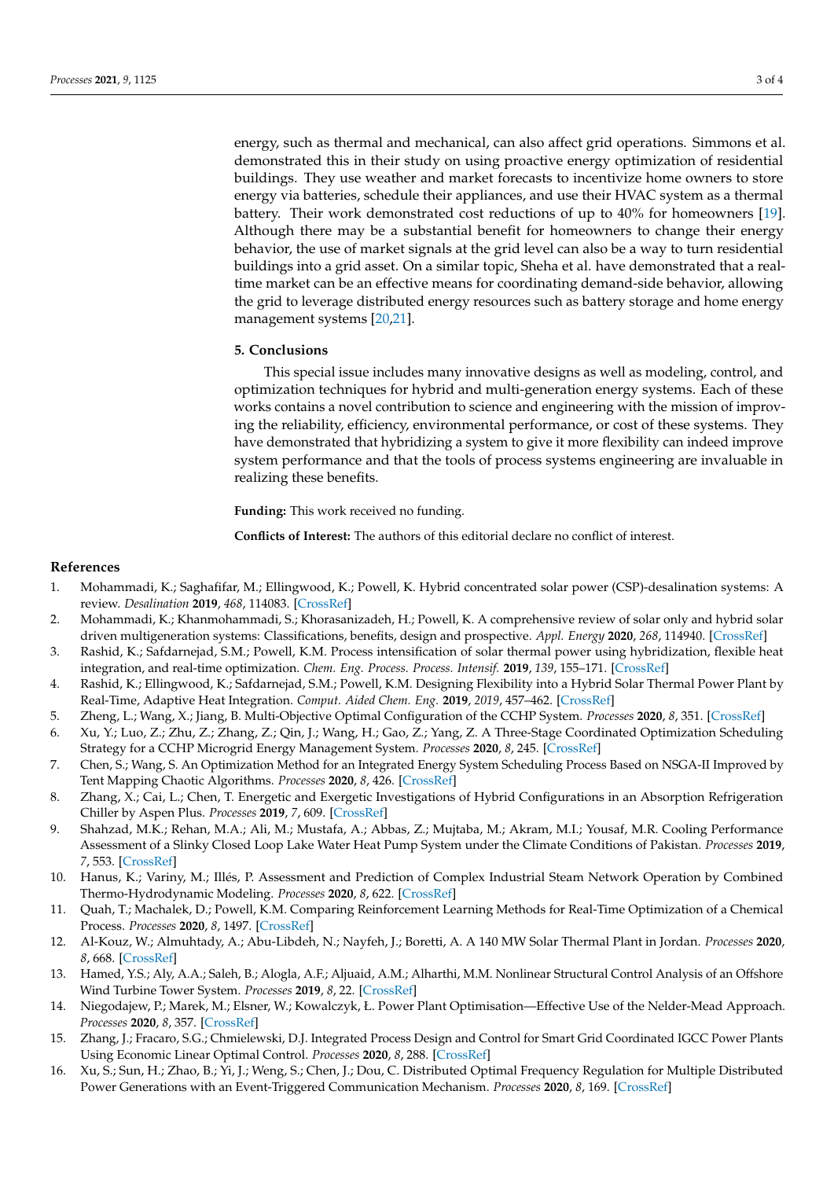energy, such as thermal and mechanical, can also affect grid operations. Simmons et al. demonstrated this in their study on using proactive energy optimization of residential buildings. They use weather and market forecasts to incentivize home owners to store energy via batteries, schedule their appliances, and use their HVAC system as a thermal battery. Their work demonstrated cost reductions of up to 40% for homeowners [19]. Although there may be a substantial benefit for homeowners to change their energy behavior, the use of market signals at the grid level can also be a way to turn residential buildings into a grid asset. On a similar topic, Sheha et al. have demonstrated that a real-time market can be an effective means for coordinating demand-side behavior, allowing the grid to leverage distributed energy resources such as battery storage and home energy management systems [20,21].

## 5. Conclusions

This special issue includes many innovative designs as well as modeling, control, and optimization techniques for hybrid and multi-generation energy systems. Each of these works contains a novel contribution to science and engineering with the mission of improving the reliability, efficiency, environmental performance, or cost of these systems. They have demonstrated that hybridizing a system to give it more flexibility can indeed improve system performance and that the tools of process systems engineering are invaluable in realizing these benefits.

**Funding:** This work received no funding.

**Conflicts of Interest:** The authors of this editorial declare no conflict of interest.

## References

1. Mohammadi, K.; Saghafifar, M.; Ellingwood, K.; Powell, K. Hybrid concentrated solar power (CSP)-desalination systems: A review. *Desalination* **2019**, *468*, 114083. [CrossRef]
2. Mohammadi, K.; Khanmohammadi, S.; Khorasanizadeh, H.; Powell, K. A comprehensive review of solar only and hybrid solar driven multigeneration systems: Classifications, benefits, design and prospective. *Appl. Energy* **2020**, *268*, 114940. [CrossRef]
3. Rashid, K.; Safdarnejad, S.M.; Powell, K.M. Process intensification of solar thermal power using hybridization, flexible heat integration, and real-time optimization. *Chem. Eng. Process. Process. Intensif.* **2019**, *139*, 155–171. [CrossRef]
4. Rashid, K.; Ellingwood, K.; Safdarnejad, S.M.; Powell, K.M. Designing Flexibility into a Hybrid Solar Thermal Power Plant by Real-Time, Adaptive Heat Integration. *Comput. Aided Chem. Eng.* **2019**, *2019*, 457–462. [CrossRef]
5. Zheng, L.; Wang, X.; Jiang, B. Multi-Objective Optimal Configuration of the CCHP System. *Processes* **2020**, *8*, 351. [CrossRef]
6. Xu, Y.; Luo, Z.; Zhu, Z.; Zhang, Z.; Qin, J.; Wang, H.; Gao, Z.; Yang, Z. A Three-Stage Coordinated Optimization Scheduling Strategy for a CCHP Microgrid Energy Management System. *Processes* **2020**, *8*, 245. [CrossRef]
7. Chen, S.; Wang, S. An Optimization Method for an Integrated Energy System Scheduling Process Based on NSGA-II Improved by Tent Mapping Chaotic Algorithms. *Processes* **2020**, *8*, 426. [CrossRef]
8. Zhang, X.; Cai, L.; Chen, T. Energetic and Exergetic Investigations of Hybrid Configurations in an Absorption Refrigeration Chiller by Aspen Plus. *Processes* **2019**, *7*, 609. [CrossRef]
9. Shahzad, M.K.; Rehan, M.A.; Ali, M.; Mustafa, A.; Abbas, Z.; Mujtaba, M.; Akram, M.I.; Yousaf, M.R. Cooling Performance Assessment of a Slinky Closed Loop Lake Water Heat Pump System under the Climate Conditions of Pakistan. *Processes* **2019**, *7*, 553. [CrossRef]
10. Hanus, K.; Variny, M.; Illés, P. Assessment and Prediction of Complex Industrial Steam Network Operation by Combined Thermo-Hydrodynamic Modeling. *Processes* **2020**, *8*, 622. [CrossRef]
11. Quah, T.; Machalek, D.; Powell, K.M. Comparing Reinforcement Learning Methods for Real-Time Optimization of a Chemical Process. *Processes* **2020**, *8*, 1497. [CrossRef]
12. Al-Kouz, W.; Almuhtady, A.; Abu-Libdeh, N.; Nayfeh, J.; Boretti, A. A 140 MW Solar Thermal Plant in Jordan. *Processes* **2020**, *8*, 668. [CrossRef]
13. Hamed, Y.S.; Aly, A.A.; Saleh, B.; Alogla, A.F.; Aljuaid, A.M.; Alharthi, M.M. Nonlinear Structural Control Analysis of an Offshore Wind Turbine Tower System. *Processes* **2019**, *8*, 22. [CrossRef]
14. Niegodajew, P.; Marek, M.; Elsner, W.; Kowalczyk, Ł. Power Plant Optimisation—Effective Use of the Nelder-Mead Approach. *Processes* **2020**, *8*, 357. [CrossRef]
15. Zhang, J.; Fracaro, S.G.; Chmielewski, D.J. Integrated Process Design and Control for Smart Grid Coordinated IGCC Power Plants Using Economic Linear Optimal Control. *Processes* **2020**, *8*, 288. [CrossRef]
16. Xu, S.; Sun, H.; Zhao, B.; Yi, J.; Weng, S.; Chen, J.; Dou, C. Distributed Optimal Frequency Regulation for Multiple Distributed Power Generations with an Event-Triggered Communication Mechanism. *Processes* **2020**, *8*, 169. [CrossRef]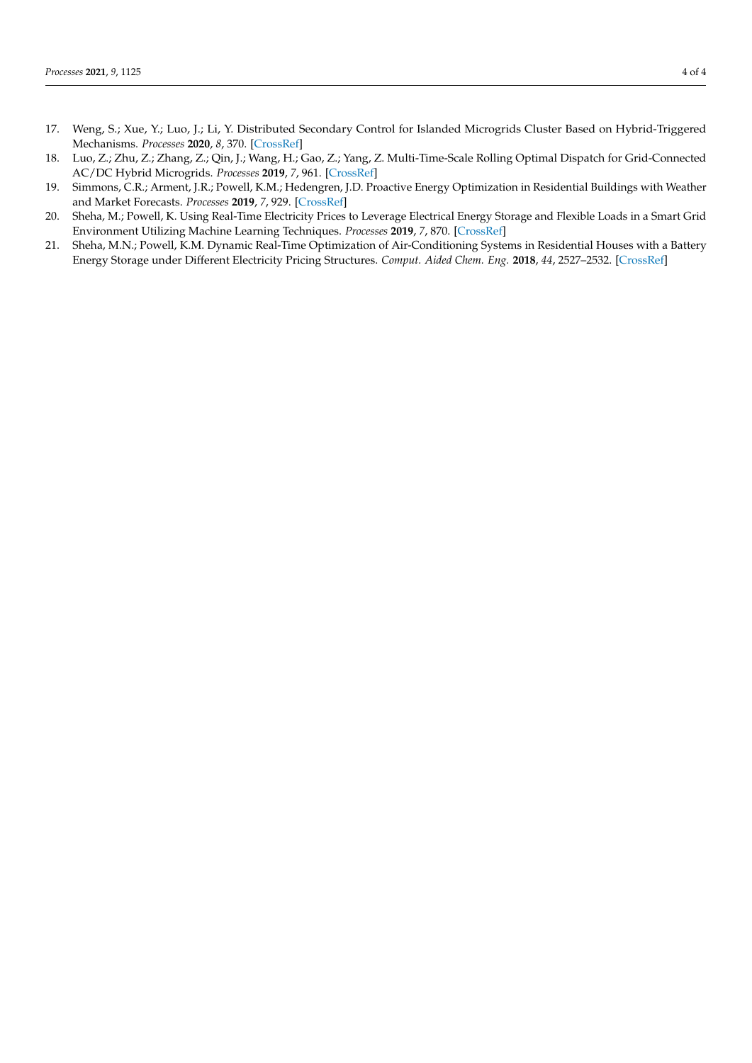17. Weng, S.; Xue, Y.; Luo, J.; Li, Y. Distributed Secondary Control for Islanded Microgrids Cluster Based on Hybrid-Triggered Mechanisms. *Processes* **2020**, *8*, 370. [CrossRef]
18. Luo, Z.; Zhu, Z.; Zhang, Z.; Qin, J.; Wang, H.; Gao, Z.; Yang, Z. Multi-Time-Scale Rolling Optimal Dispatch for Grid-Connected AC/DC Hybrid Microgrids. *Processes* **2019**, *7*, 961. [CrossRef]
19. Simmons, C.R.; Arment, J.R.; Powell, K.M.; Hedengren, J.D. Proactive Energy Optimization in Residential Buildings with Weather and Market Forecasts. *Processes* **2019**, *7*, 929. [CrossRef]
20. Sheha, M.; Powell, K. Using Real-Time Electricity Prices to Leverage Electrical Energy Storage and Flexible Loads in a Smart Grid Environment Utilizing Machine Learning Techniques. *Processes* **2019**, *7*, 870. [CrossRef]
21. Sheha, M.N.; Powell, K.M. Dynamic Real-Time Optimization of Air-Conditioning Systems in Residential Houses with a Battery Energy Storage under Different Electricity Pricing Structures. *Comput. Aided Chem. Eng.* **2018**, *44*, 2527–2532. [CrossRef]